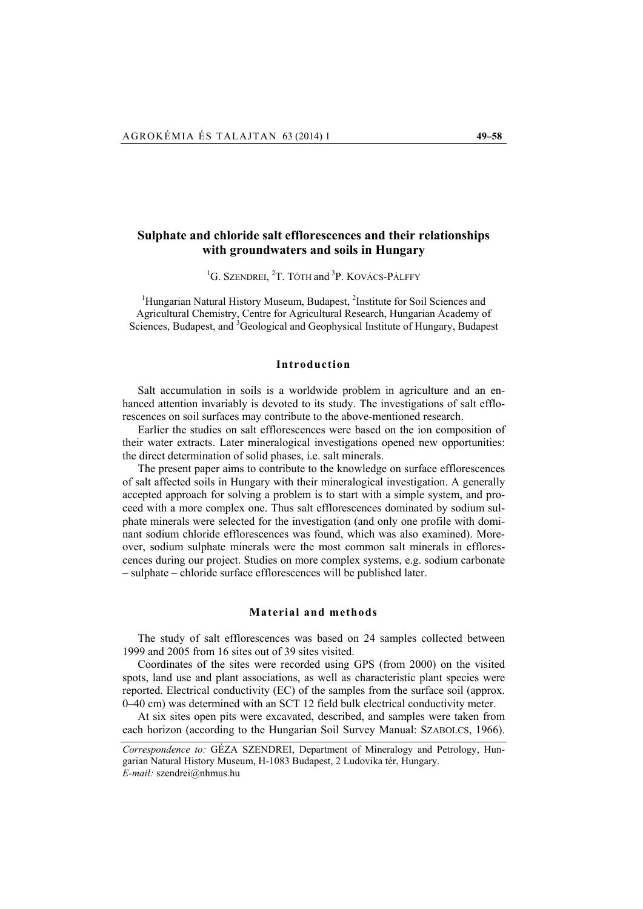# Sulphate and chloride salt efflorescences and their relationships with groundwaters and soils in Hungary

[1]G. Szendrei, [2]T. Tóth and [3]P. Kovács-Pálffy

[1]Hungarian Natural History Museum, Budapest, [2]Institute for Soil Sciences and Agricultural Chemistry, Centre for Agricultural Research, Hungarian Academy of Sciences, Budapest, and [3]Geological and Geophysical Institute of Hungary, Budapest

## Introduction

Salt accumulation in soils is a worldwide problem in agriculture and an enhanced attention invariably is devoted to its study. The investigations of salt efflorescences on soil surfaces may contribute to the above-mentioned research.

Earlier the studies on salt efflorescences were based on the ion composition of their water extracts. Later mineralogical investigations opened new opportunities: the direct determination of solid phases, i.e. salt minerals.

The present paper aims to contribute to the knowledge on surface efflorescences of salt affected soils in Hungary with their mineralogical investigation. A generally accepted approach for solving a problem is to start with a simple system, and proceed with a more complex one. Thus salt efflorescences dominated by sodium sulphate minerals were selected for the investigation (and only one profile with dominant sodium chloride efflorescences was found, which was also examined). Moreover, sodium sulphate minerals were the most common salt minerals in efflorescences during our project. Studies on more complex systems, e.g. sodium carbonate – sulphate – chloride surface efflorescences will be published later.

## Material and methods

The study of salt efflorescences was based on 24 samples collected between 1999 and 2005 from 16 sites out of 39 sites visited.

Coordinates of the sites were recorded using GPS (from 2000) on the visited spots, land use and plant associations, as well as characteristic plant species were reported. Electrical conductivity (EC) of the samples from the surface soil (approx. 0–40 cm) was determined with an SCT 12 field bulk electrical conductivity meter.

At six sites open pits were excavated, described, and samples were taken from each horizon (according to the Hungarian Soil Survey Manual: Szabolcs, 1966).

*Correspondence to:* Géza Szendrei, Department of Mineralogy and Petrology, Hungarian Natural History Museum, H-1083 Budapest, 2 Ludovika tér, Hungary.
*E-mail:* szendrei@nhmus.hu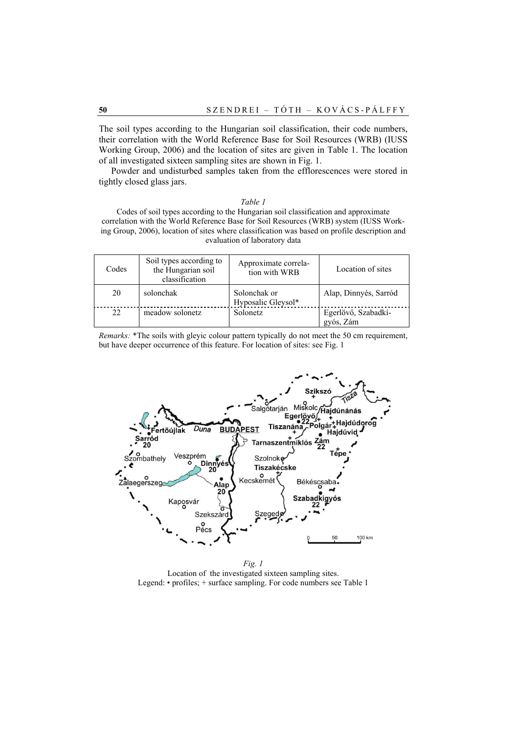The soil types according to the Hungarian soil classification, their code numbers, their correlation with the World Reference Base for Soil Resources (WRB) (IUSS Working Group, 2006) and the location of sites are given in Table 1. The location of all investigated sixteen sampling sites are shown in Fig. 1.

Powder and undisturbed samples taken from the efflorescences were stored in tightly closed glass jars.

*Table 1*

Codes of soil types according to the Hungarian soil classification and approximate correlation with the World Reference Base for Soil Resources (WRB) system (IUSS Working Group, 2006), location of sites where classification was based on profile description and evaluation of laboratory data

| Codes | Soil types according to the Hungarian soil classification | Approximate correlation with WRB | Location of sites |
|---|---|---|---|
| 20 | solonchak | Solonchak or Hyposalic Gleysol* | Alap, Dinnyés, Sarród |
| 22 | meadow solonetz | Solonetz | Egerlövő, Szabadkígyós, Zám |

*Remarks:* *The soils with gleyic colour pattern typically do not meet the 50 cm requirement, but have deeper occurrence of this feature. For location of sites: see Fig. 1

*Fig. 1*
Location of the investigated sixteen sampling sites.
Legend: • profiles; + surface sampling. For code numbers see Table 1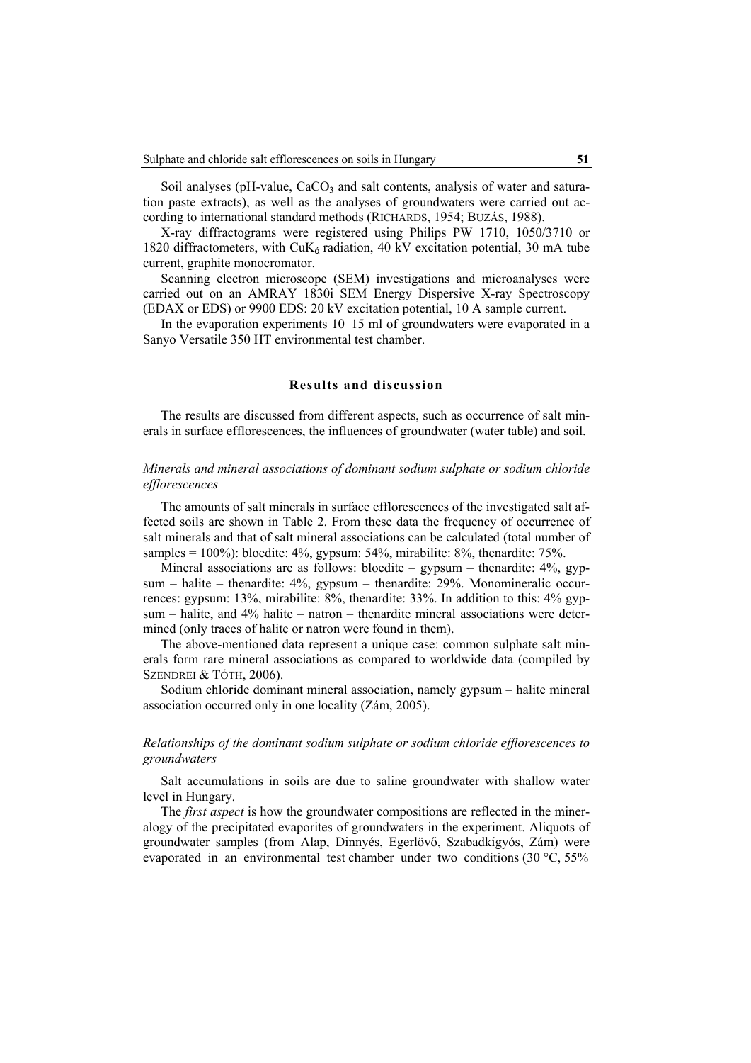Soil analyses (pH-value, $CaCO_3$ and salt contents, analysis of water and saturation paste extracts), as well as the analyses of groundwaters were carried out according to international standard methods (RICHARDS, 1954; BUZÁS, 1988).

X-ray diffractograms were registered using Philips PW 1710, 1050/3710 or 1820 diffractometers, with $CuK_{\alpha}$ radiation, 40 kV excitation potential, 30 mA tube current, graphite monocromator.

Scanning electron microscope (SEM) investigations and microanalyses were carried out on an AMRAY 1830i SEM Energy Dispersive X-ray Spectroscopy (EDAX or EDS) or 9900 EDS: 20 kV excitation potential, 10 A sample current.

In the evaporation experiments 10–15 ml of groundwaters were evaporated in a Sanyo Versatile 350 HT environmental test chamber.

## Results and discussion

The results are discussed from different aspects, such as occurrence of salt minerals in surface efflorescences, the influences of groundwater (water table) and soil.

### *Minerals and mineral associations of dominant sodium sulphate or sodium chloride efflorescences*

The amounts of salt minerals in surface efflorescences of the investigated salt affected soils are shown in Table 2. From these data the frequency of occurrence of salt minerals and that of salt mineral associations can be calculated (total number of samples = 100%): bloedite: 4%, gypsum: 54%, mirabilite: 8%, thenardite: 75%.

Mineral associations are as follows: bloedite – gypsum – thenardite: 4%, gypsum – halite – thenardite: 4%, gypsum – thenardite: 29%. Monomineralic occurrences: gypsum: 13%, mirabilite: 8%, thenardite: 33%. In addition to this: 4% gypsum – halite, and 4% halite – natron – thenardite mineral associations were determined (only traces of halite or natron were found in them).

The above-mentioned data represent a unique case: common sulphate salt minerals form rare mineral associations as compared to worldwide data (compiled by SZENDREI & TÓTH, 2006).

Sodium chloride dominant mineral association, namely gypsum – halite mineral association occurred only in one locality (Zám, 2005).

### *Relationships of the dominant sodium sulphate or sodium chloride efflorescences to groundwaters*

Salt accumulations in soils are due to saline groundwater with shallow water level in Hungary.

The *first aspect* is how the groundwater compositions are reflected in the mineralogy of the precipitated evaporites of groundwaters in the experiment. Aliquots of groundwater samples (from Alap, Dinnyés, Egerlövő, Szabadkígyós, Zám) were evaporated in an environmental test chamber under two conditions (30 °C, 55%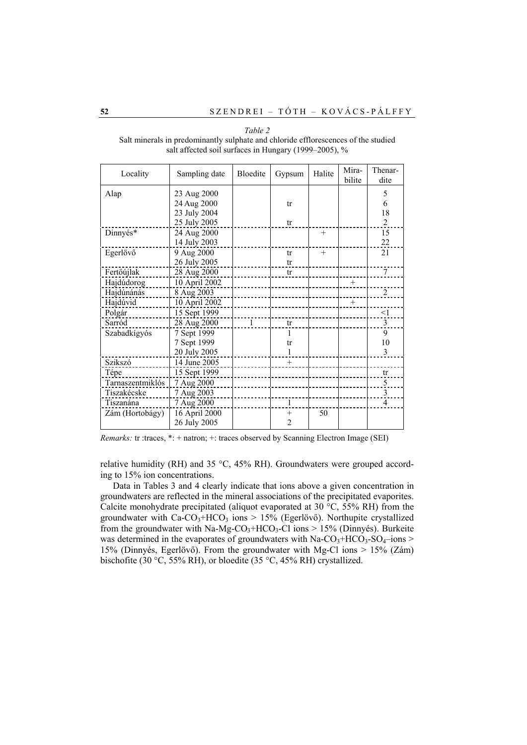*Table 2*
Salt minerals in predominantly sulphate and chloride efflorescences of the studied salt affected soil surfaces in Hungary (1999–2005), %

| Locality | Sampling date | Bloedite | Gypsum | Halite | Mirabilite | Thenardite |
|---|---|---|---|---|---|---|
| Alap | 23 Aug 2000 | | | | | 5 |
| | 24 Aug 2000 | | tr | | | 6 |
| | 23 July 2004 | | | | | 18 |
| | 25 July 2005 | | tr | | | 2 |
| Dinnyés* | 24 Aug 2000 | | | + | | 15 |
| | 14 July 2003 | | | | | 22 |
| Egerlövő | 9 Aug 2000 | | tr | + | | 21 |
| | 26 July 2005 | | tr | | | |
| Fertőújlak | 28 Aug 2000 | | tr | | | 7 |
| Hajdúdorog | 10 April 2002 | | | | + | |
| Hajdúnánás | 8 Aug 2003 | | | | | 2 |
| Hajdúvid | 10 April 2002 | | | | + | |
| Polgár | 15 Sept 1999 | | | | | <1 |
| Sarród | 28 Aug 2000 | 1 | tr | | | 3 |
| Szabadkígyós | 7 Sept 1999 | | 1 | | | 9 |
| | 7 Sept 1999 | | tr | | | 10 |
| | 20 July 2005 | | 1 | | | 3 |
| Szikszó | 14 June 2005 | | + | | | |
| Tépe | 15 Sept 1999 | | | | | tr |
| Tarnaszentmiklós | 7 Aug 2000 | | | | | 5 |
| Tiszakécske | 7 Aug 2003 | | | | | 3 |
| Tiszanána | 7 Aug 2000 | | 1 | | | 4 |
| Zám (Hortobágy) | 16 April 2000 | | + | 50 | | |
| | 26 July 2005 | | 2 | | | |

*Remarks:* tr :traces, *: + natron; +: traces observed by Scanning Electron Image (SEI)

relative humidity (RH) and 35 °C, 45% RH). Groundwaters were grouped according to 15% ion concentrations.

Data in Tables 3 and 4 clearly indicate that ions above a given concentration in groundwaters are reflected in the mineral associations of the precipitated evaporites. Calcite monohydrate precipitated (aliquot evaporated at 30 °C, 55% RH) from the groundwater with Ca-$CO_3$+$HCO_3$ ions > 15% (Egerlövő). Northupite crystallized from the groundwater with Na-Mg-$CO_3$+$HCO_3$-Cl ions > 15% (Dinnyés). Burkeite was determined in the evaporates of groundwaters with Na-$CO_3$+$HCO_3$-$SO_4$–ions > 15% (Dinnyés, Egerlövő). From the groundwater with Mg-Cl ions > 15% (Zám) bischofite (30 °C, 55% RH), or bloedite (35 °C, 45% RH) crystallized.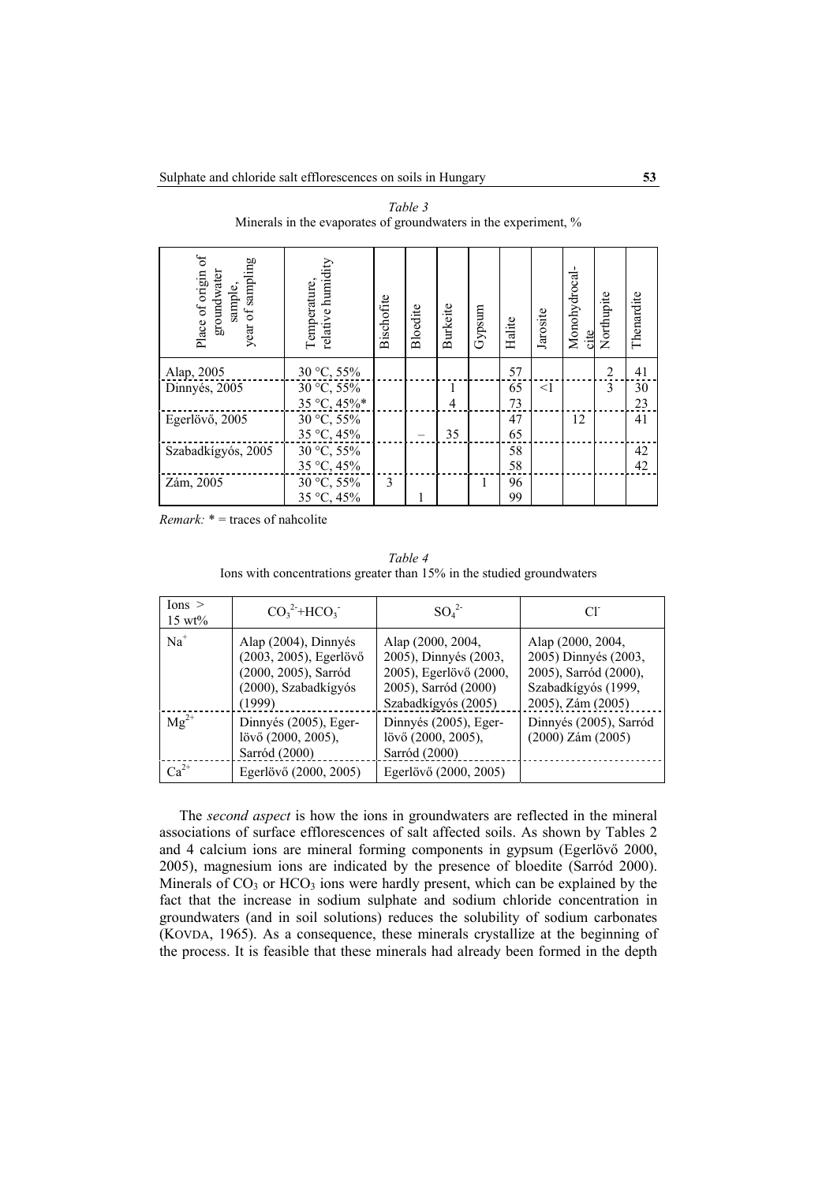*Table 3*
Minerals in the evaporates of groundwaters in the experiment, %

| Place of origin of groundwater sample, year of sampling | Temperature, relative humidity | Bischofite | Bloedite | Burkeite | Gypsum | Halite | Jarosite | Monohydrocal-cite | Northupite | Thenardite |
|---|---|---|---|---|---|---|---|---|---|---|
| Alap, 2005 | 30 °C, 55% | | | | | 57 | | | 2 | 41 |
| Dinnyés, 2005 | 30 °C, 55% | | | 1 | | 65 | <1 | | 3 | 30 |
| | 35 °C, 45%* | | | 4 | | 73 | | | | 23 |
| Egerlövő, 2005 | 30 °C, 55% | | | | | 47 | | 12 | | 41 |
| | 35 °C, 45% | | – | 35 | | 65 | | | | |
| Szabadkígyós, 2005 | 30 °C, 55% | | | | | 58 | | | | 42 |
| | 35 °C, 45% | | | | | 58 | | | | 42 |
| Zám, 2005 | 30 °C, 55% | 3 | | | 1 | 96 | | | | |
| | 35 °C, 45% | | 1 | | | 99 | | | | |

*Remark:* * = traces of nahcolite

*Table 4*
Ions with concentrations greater than 15% in the studied groundwaters

| Ions > 15 wt% | $CO_3^{2-}$+$HCO_3^-$ | $SO_4^{2-}$ | $Cl^-$ |
|---|---|---|---|
| $Na^+$ | Alap (2004), Dinnyés (2003, 2005), Egerlövő (2000, 2005), Sarród (2000), Szabadkígyós (1999) | Alap (2000, 2004, 2005), Dinnyés (2003, 2005), Egerlövő (2000, 2005), Sarród (2000) Szabadkígyós (2005) | Alap (2000, 2004, 2005) Dinnyés (2003, 2005), Sarród (2000), Szabadkígyós (1999, 2005), Zám (2005) |
| $Mg^{2+}$ | Dinnyés (2005), Egerlövő (2000, 2005), Sarród (2000) | Dinnyés (2005), Egerlövő (2000, 2005), Sarród (2000) | Dinnyés (2005), Sarród (2000) Zám (2005) |
| $Ca^{2+}$ | Egerlövő (2000, 2005) | Egerlövő (2000, 2005) | |

The *second aspect* is how the ions in groundwaters are reflected in the mineral associations of surface efflorescences of salt affected soils. As shown by Tables 2 and 4 calcium ions are mineral forming components in gypsum (Egerlövő 2000, 2005), magnesium ions are indicated by the presence of bloedite (Sarród 2000). Minerals of $CO_3$ or $HCO_3$ ions were hardly present, which can be explained by the fact that the increase in sodium sulphate and sodium chloride concentration in groundwaters (and in soil solutions) reduces the solubility of sodium carbonates (KOVDA, 1965). As a consequence, these minerals crystallize at the beginning of the process. It is feasible that these minerals had already been formed in the depth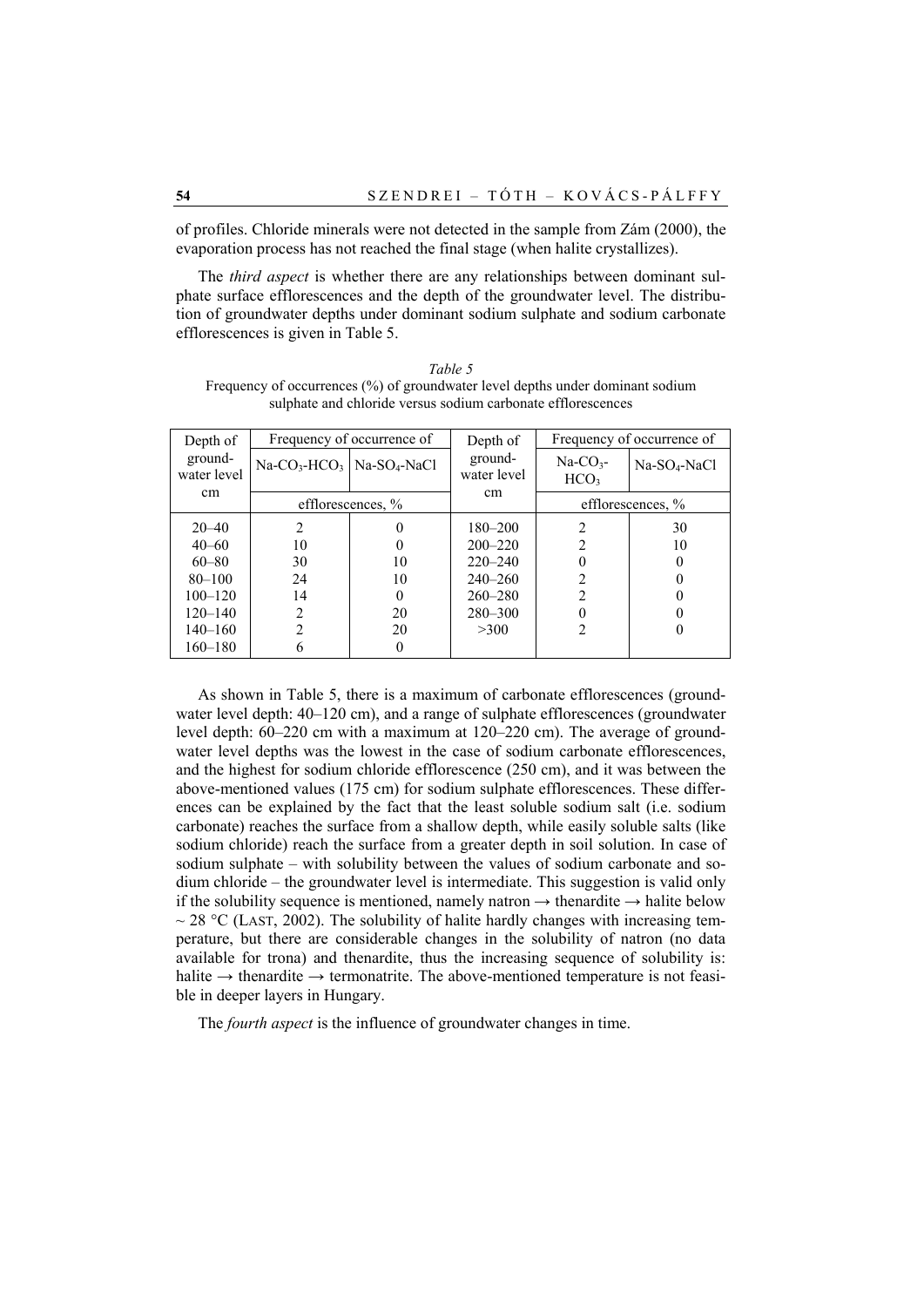of profiles. Chloride minerals were not detected in the sample from Zám (2000), the evaporation process has not reached the final stage (when halite crystallizes).

The *third aspect* is whether there are any relationships between dominant sulphate surface efflorescences and the depth of the groundwater level. The distribution of groundwater depths under dominant sodium sulphate and sodium carbonate efflorescences is given in Table 5.

*Table 5*
Frequency of occurrences (%) of groundwater level depths under dominant sodium sulphate and chloride versus sodium carbonate efflorescences

| Depth of ground-water level cm | Frequency of occurrence of | | Depth of ground-water level cm | Frequency of occurrence of | |
|---|---|---|---|---|---|
| | $Na$-$CO_3$-$HCO_3$ | $Na$-$SO_4$-$NaCl$ | | $Na$-$CO_3$-$HCO_3$ | $Na$-$SO_4$-$NaCl$ |
| | efflorescences, % | | | efflorescences, % | |
| 20–40 | 2 | 0 | 180–200 | 2 | 30 |
| 40–60 | 10 | 0 | 200–220 | 2 | 10 |
| 60–80 | 30 | 10 | 220–240 | 0 | 0 |
| 80–100 | 24 | 10 | 240–260 | 2 | 0 |
| 100–120 | 14 | 0 | 260–280 | 2 | 0 |
| 120–140 | 2 | 20 | 280–300 | 0 | 0 |
| 140–160 | 2 | 20 | >300 | 2 | 0 |
| 160–180 | 6 | 0 | | | |

As shown in Table 5, there is a maximum of carbonate efflorescences (groundwater level depth: 40–120 cm), and a range of sulphate efflorescences (groundwater level depth: 60–220 cm with a maximum at 120–220 cm). The average of groundwater level depths was the lowest in the case of sodium carbonate efflorescences, and the highest for sodium chloride efflorescence (250 cm), and it was between the above-mentioned values (175 cm) for sodium sulphate efflorescences. These differences can be explained by the fact that the least soluble sodium salt (i.e. sodium carbonate) reaches the surface from a shallow depth, while easily soluble salts (like sodium chloride) reach the surface from a greater depth in soil solution. In case of sodium sulphate – with solubility between the values of sodium carbonate and sodium chloride – the groundwater level is intermediate. This suggestion is valid only if the solubility sequence is mentioned, namely natron → thenardite → halite below ~ 28 °C (LAST, 2002). The solubility of halite hardly changes with increasing temperature, but there are considerable changes in the solubility of natron (no data available for trona) and thenardite, thus the increasing sequence of solubility is: halite → thenardite → termonatrite. The above-mentioned temperature is not feasible in deeper layers in Hungary.

The *fourth aspect* is the influence of groundwater changes in time.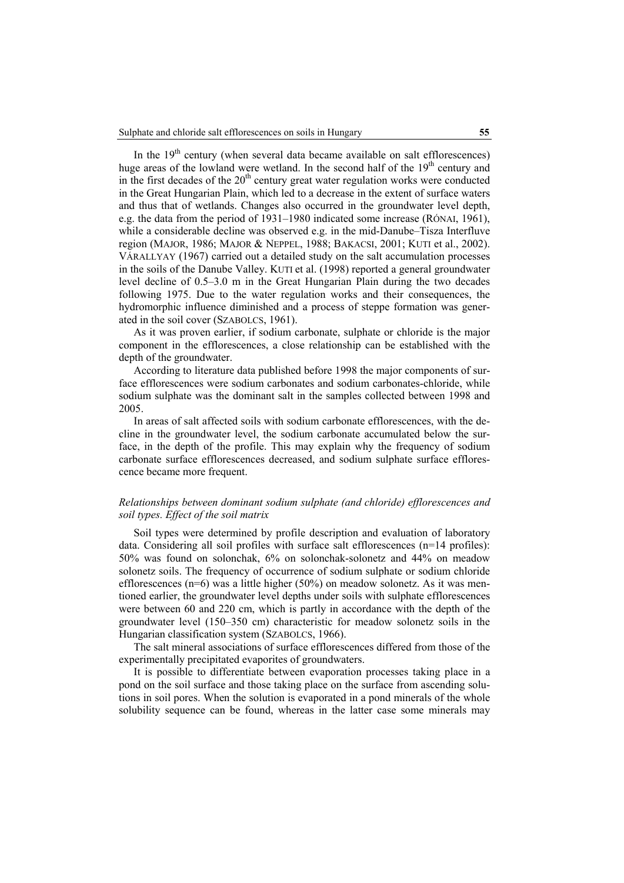In the 19$^{th}$ century (when several data became available on salt efflorescences) huge areas of the lowland were wetland. In the second half of the 19$^{th}$ century and in the first decades of the 20$^{th}$ century great water regulation works were conducted in the Great Hungarian Plain, which led to a decrease in the extent of surface waters and thus that of wetlands. Changes also occurred in the groundwater level depth, e.g. the data from the period of 1931–1980 indicated some increase (RÓNAI, 1961), while a considerable decline was observed e.g. in the mid-Danube–Tisza Interfluve region (MAJOR, 1986; MAJOR & NEPPEL, 1988; BAKACSI, 2001; KUTI et al., 2002). VÁRALLYAY (1967) carried out a detailed study on the salt accumulation processes in the soils of the Danube Valley. KUTI et al. (1998) reported a general groundwater level decline of 0.5–3.0 m in the Great Hungarian Plain during the two decades following 1975. Due to the water regulation works and their consequences, the hydromorphic influence diminished and a process of steppe formation was generated in the soil cover (SZABOLCS, 1961).

As it was proven earlier, if sodium carbonate, sulphate or chloride is the major component in the efflorescences, a close relationship can be established with the depth of the groundwater.

According to literature data published before 1998 the major components of surface efflorescences were sodium carbonates and sodium carbonates-chloride, while sodium sulphate was the dominant salt in the samples collected between 1998 and 2005.

In areas of salt affected soils with sodium carbonate efflorescences, with the decline in the groundwater level, the sodium carbonate accumulated below the surface, in the depth of the profile. This may explain why the frequency of sodium carbonate surface efflorescences decreased, and sodium sulphate surface efflorescence became more frequent.

### *Relationships between dominant sodium sulphate (and chloride) efflorescences and soil types. Effect of the soil matrix*

Soil types were determined by profile description and evaluation of laboratory data. Considering all soil profiles with surface salt efflorescences (n=14 profiles): 50% was found on solonchak, 6% on solonchak-solonetz and 44% on meadow solonetz soils. The frequency of occurrence of sodium sulphate or sodium chloride efflorescences (n=6) was a little higher (50%) on meadow solonetz. As it was mentioned earlier, the groundwater level depths under soils with sulphate efflorescences were between 60 and 220 cm, which is partly in accordance with the depth of the groundwater level (150–350 cm) characteristic for meadow solonetz soils in the Hungarian classification system (SZABOLCS, 1966).

The salt mineral associations of surface efflorescences differed from those of the experimentally precipitated evaporites of groundwaters.

It is possible to differentiate between evaporation processes taking place in a pond on the soil surface and those taking place on the surface from ascending solutions in soil pores. When the solution is evaporated in a pond minerals of the whole solubility sequence can be found, whereas in the latter case some minerals may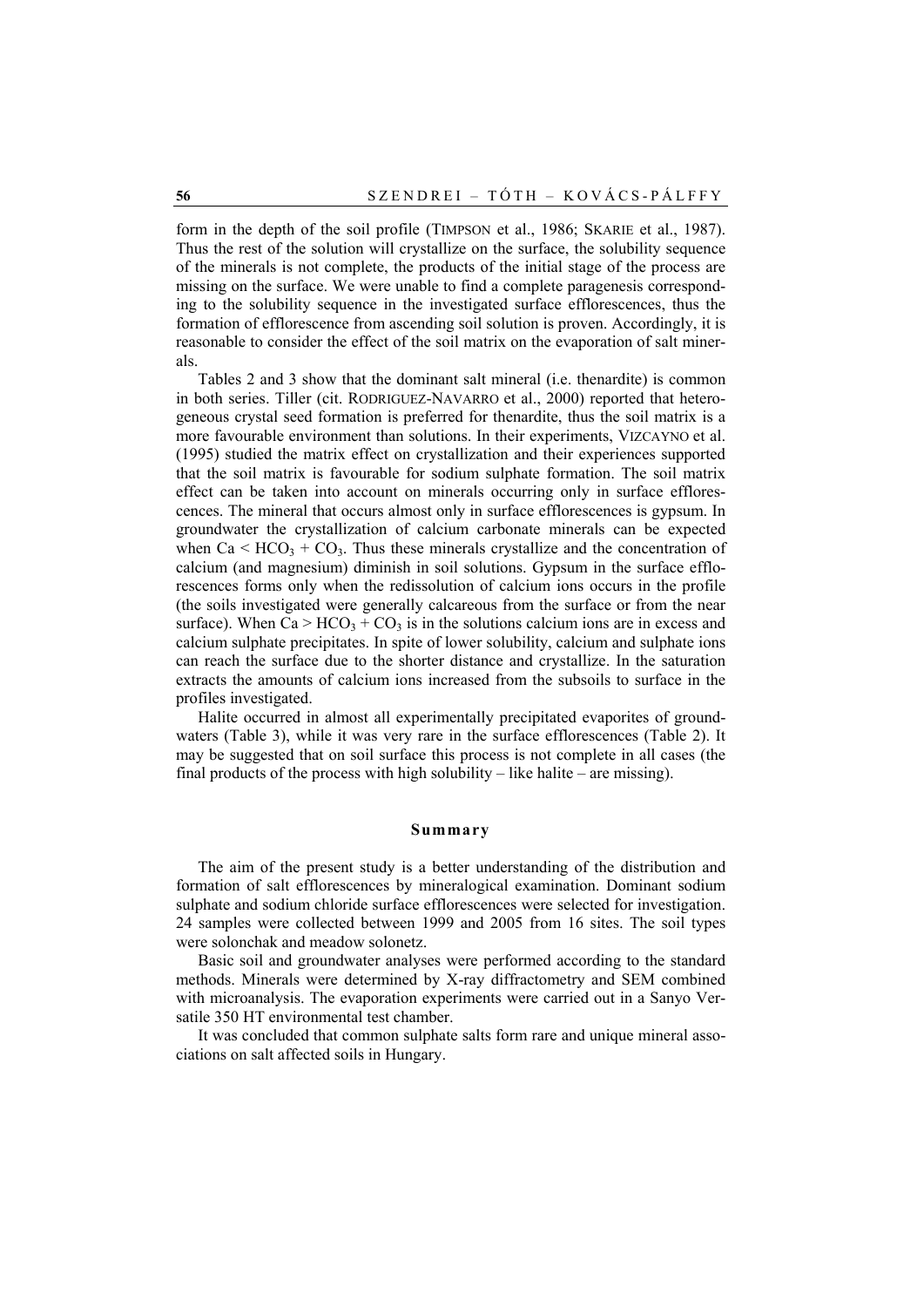form in the depth of the soil profile (TIMPSON et al., 1986; SKARIE et al., 1987). Thus the rest of the solution will crystallize on the surface, the solubility sequence of the minerals is not complete, the products of the initial stage of the process are missing on the surface. We were unable to find a complete paragenesis corresponding to the solubility sequence in the investigated surface efflorescences, thus the formation of efflorescence from ascending soil solution is proven. Accordingly, it is reasonable to consider the effect of the soil matrix on the evaporation of salt minerals.

Tables 2 and 3 show that the dominant salt mineral (i.e. thenardite) is common in both series. Tiller (cit. RODRIGUEZ-NAVARRO et al., 2000) reported that heterogeneous crystal seed formation is preferred for thenardite, thus the soil matrix is a more favourable environment than solutions. In their experiments, VIZCAYNO et al. (1995) studied the matrix effect on crystallization and their experiences supported that the soil matrix is favourable for sodium sulphate formation. The soil matrix effect can be taken into account on minerals occurring only in surface efflorescences. The mineral that occurs almost only in surface efflorescences is gypsum. In groundwater the crystallization of calcium carbonate minerals can be expected when $Ca < HCO_3 + CO_3$. Thus these minerals crystallize and the concentration of calcium (and magnesium) diminish in soil solutions. Gypsum in the surface efflorescences forms only when the redissolution of calcium ions occurs in the profile (the soils investigated were generally calcareous from the surface or from the near surface). When $Ca > HCO_3 + CO_3$ is in the solutions calcium ions are in excess and calcium sulphate precipitates. In spite of lower solubility, calcium and sulphate ions can reach the surface due to the shorter distance and crystallize. In the saturation extracts the amounts of calcium ions increased from the subsoils to surface in the profiles investigated.

Halite occurred in almost all experimentally precipitated evaporites of groundwaters (Table 3), while it was very rare in the surface efflorescences (Table 2). It may be suggested that on soil surface this process is not complete in all cases (the final products of the process with high solubility – like halite – are missing).

## Summary

The aim of the present study is a better understanding of the distribution and formation of salt efflorescences by mineralogical examination. Dominant sodium sulphate and sodium chloride surface efflorescences were selected for investigation. 24 samples were collected between 1999 and 2005 from 16 sites. The soil types were solonchak and meadow solonetz.

Basic soil and groundwater analyses were performed according to the standard methods. Minerals were determined by X-ray diffractometry and SEM combined with microanalysis. The evaporation experiments were carried out in a Sanyo Versatile 350 HT environmental test chamber.

It was concluded that common sulphate salts form rare and unique mineral associations on salt affected soils in Hungary.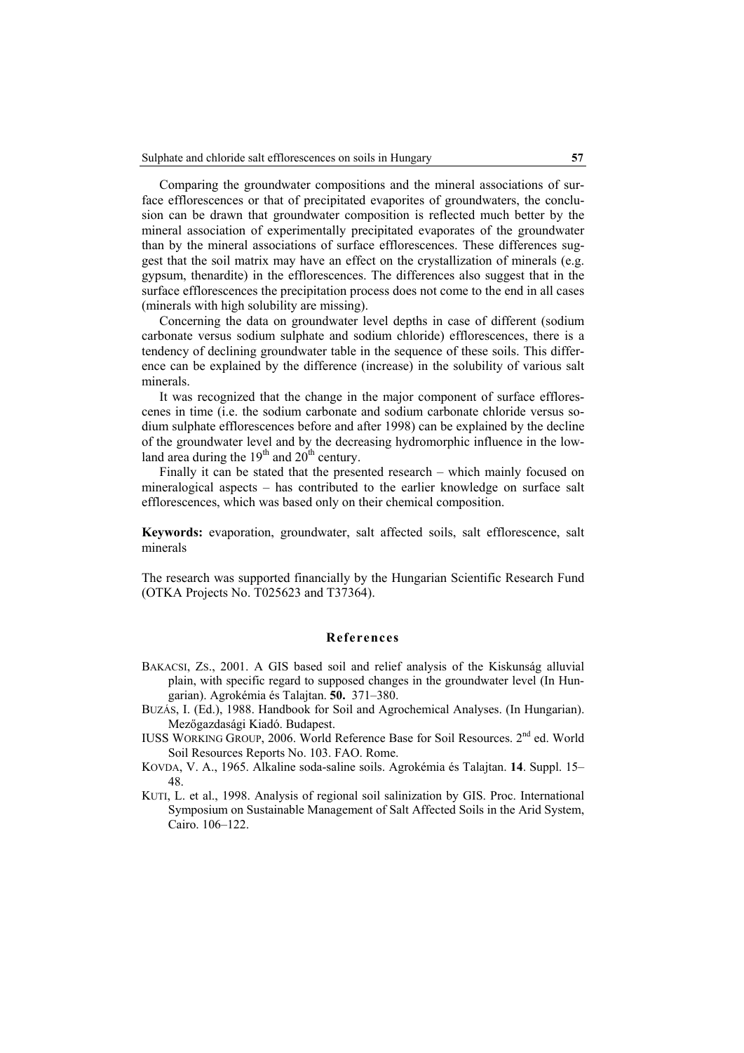Comparing the groundwater compositions and the mineral associations of surface efflorescences or that of precipitated evaporites of groundwaters, the conclusion can be drawn that groundwater composition is reflected much better by the mineral association of experimentally precipitated evaporates of the groundwater than by the mineral associations of surface efflorescences. These differences suggest that the soil matrix may have an effect on the crystallization of minerals (e.g. gypsum, thenardite) in the efflorescences. The differences also suggest that in the surface efflorescences the precipitation process does not come to the end in all cases (minerals with high solubility are missing).

Concerning the data on groundwater level depths in case of different (sodium carbonate versus sodium sulphate and sodium chloride) efflorescences, there is a tendency of declining groundwater table in the sequence of these soils. This difference can be explained by the difference (increase) in the solubility of various salt minerals.

It was recognized that the change in the major component of surface efflorescenes in time (i.e. the sodium carbonate and sodium carbonate chloride versus sodium sulphate efflorescences before and after 1998) can be explained by the decline of the groundwater level and by the decreasing hydromorphic influence in the lowland area during the $19^{th}$ and $20^{th}$ century.

Finally it can be stated that the presented research – which mainly focused on mineralogical aspects – has contributed to the earlier knowledge on surface salt efflorescences, which was based only on their chemical composition.

**Keywords:** evaporation, groundwater, salt affected soils, salt efflorescence, salt minerals

The research was supported financially by the Hungarian Scientific Research Fund (OTKA Projects No. T025623 and T37364).

## References

BAKACSI, ZS., 2001. A GIS based soil and relief analysis of the Kiskunság alluvial plain, with specific regard to supposed changes in the groundwater level (In Hungarian). Agrokémia és Talajtan. **50.** 371–380.

BUZÁS, I. (Ed.), 1988. Handbook for Soil and Agrochemical Analyses. (In Hungarian). Mezőgazdasági Kiadó. Budapest.

IUSS WORKING GROUP, 2006. World Reference Base for Soil Resources. 2nd ed. World Soil Resources Reports No. 103. FAO. Rome.

KOVDA, V. A., 1965. Alkaline soda-saline soils. Agrokémia és Talajtan. **14**. Suppl. 15–48.

KUTI, L. et al., 1998. Analysis of regional soil salinization by GIS. Proc. International Symposium on Sustainable Management of Salt Affected Soils in the Arid System, Cairo. 106–122.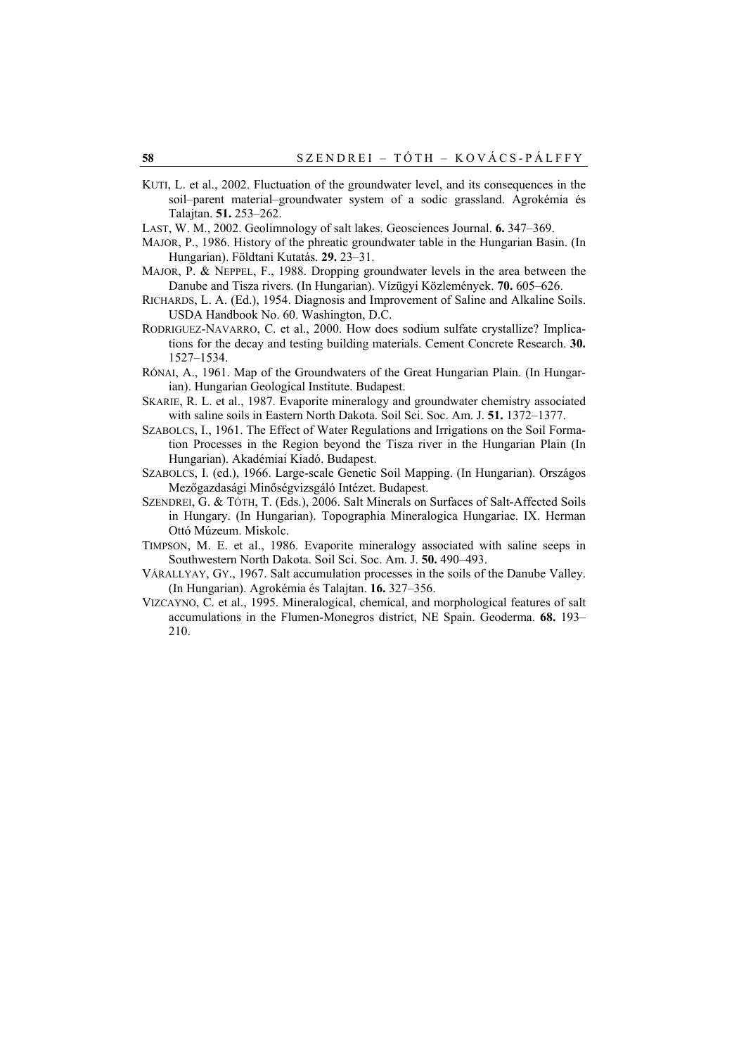KUTI, L. et al., 2002. Fluctuation of the groundwater level, and its consequences in the soil–parent material–groundwater system of a sodic grassland. Agrokémia és Talajtan. **51.** 253–262.

LAST, W. M., 2002. Geolimnology of salt lakes. Geosciences Journal. **6.** 347–369.

MAJOR, P., 1986. History of the phreatic groundwater table in the Hungarian Basin. (In Hungarian). Földtani Kutatás. **29.** 23–31.

MAJOR, P. & NEPPEL, F., 1988. Dropping groundwater levels in the area between the Danube and Tisza rivers. (In Hungarian). Vízügyi Közlemények. **70.** 605–626.

RICHARDS, L. A. (Ed.), 1954. Diagnosis and Improvement of Saline and Alkaline Soils. USDA Handbook No. 60. Washington, D.C.

RODRIGUEZ-NAVARRO, C. et al., 2000. How does sodium sulfate crystallize? Implications for the decay and testing building materials. Cement Concrete Research. **30.** 1527–1534.

RÓNAI, A., 1961. Map of the Groundwaters of the Great Hungarian Plain. (In Hungarian). Hungarian Geological Institute. Budapest.

SKARIE, R. L. et al., 1987. Evaporite mineralogy and groundwater chemistry associated with saline soils in Eastern North Dakota. Soil Sci. Soc. Am. J. **51.** 1372–1377.

SZABOLCS, I., 1961. The Effect of Water Regulations and Irrigations on the Soil Formation Processes in the Region beyond the Tisza river in the Hungarian Plain (In Hungarian). Akadémiai Kiadó. Budapest.

SZABOLCS, I. (ed.), 1966. Large-scale Genetic Soil Mapping. (In Hungarian). Országos Mezőgazdasági Minőségvizsgáló Intézet. Budapest.

SZENDREI, G. & TÓTH, T. (Eds.), 2006. Salt Minerals on Surfaces of Salt-Affected Soils in Hungary. (In Hungarian). Topographia Mineralogica Hungariae. IX. Herman Ottó Múzeum. Miskolc.

TIMPSON, M. E. et al., 1986. Evaporite mineralogy associated with saline seeps in Southwestern North Dakota. Soil Sci. Soc. Am. J. **50.** 490–493.

VÁRALLYAY, GY., 1967. Salt accumulation processes in the soils of the Danube Valley. (In Hungarian). Agrokémia és Talajtan. **16.** 327–356.

VIZCAYNO, C. et al., 1995. Mineralogical, chemical, and morphological features of salt accumulations in the Flumen-Monegros district, NE Spain. Geoderma. **68.** 193–210.